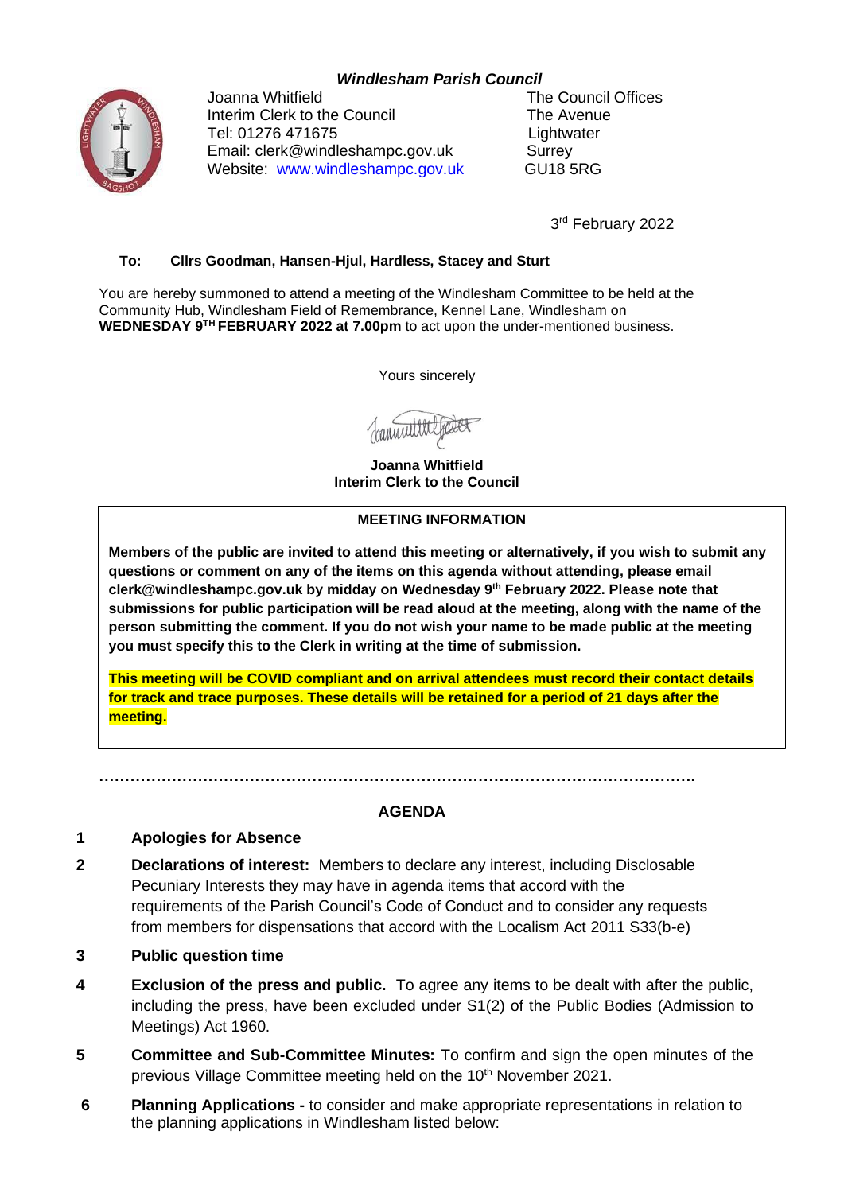***Windlesham Parish Council***

Joanna Whitfield
Interim Clerk to the Council
Tel: 01276 471675
Email: clerk@windleshampc.gov.uk
Website: [www.windleshampc.gov.uk](http://www.windleshampc.gov.uk)

The Council Offices
The Avenue
Lightwater
Surrey
GU18 5RG

3rd February 2022

**To: Cllrs Goodman, Hansen-Hjul, Hardless, Stacey and Sturt**

You are hereby summoned to attend a meeting of the Windlesham Committee to be held at the Community Hub, Windlesham Field of Remembrance, Kennel Lane, Windlesham on **WEDNESDAY 9TH FEBRUARY 2022 at 7.00pm** to act upon the under-mentioned business.

Yours sincerely

**Joanna Whitfield**
**Interim Clerk to the Council**

---

**MEETING INFORMATION**

**Members of the public are invited to attend this meeting or alternatively, if you wish to submit any questions or comment on any of the items on this agenda without attending, please email clerk@windleshampc.gov.uk by midday on Wednesday 9th February 2022. Please note that submissions for public participation will be read aloud at the meeting, along with the name of the person submitting the comment. If you do not wish your name to be made public at the meeting you must specify this to the Clerk in writing at the time of submission.**

**This meeting will be COVID compliant and on arrival attendees must record their contact details for track and trace purposes. These details will be retained for a period of 21 days after the meeting.**

---

## AGENDA

**1 Apologies for Absence**

**2 Declarations of interest:** Members to declare any interest, including Disclosable Pecuniary Interests they may have in agenda items that accord with the requirements of the Parish Council's Code of Conduct and to consider any requests from members for dispensations that accord with the Localism Act 2011 S33(b-e)

**3 Public question time**

**4 Exclusion of the press and public.** To agree any items to be dealt with after the public, including the press, have been excluded under S1(2) of the Public Bodies (Admission to Meetings) Act 1960.

**5 Committee and Sub-Committee Minutes:** To confirm and sign the open minutes of the previous Village Committee meeting held on the 10th November 2021.

**6 Planning Applications -** to consider and make appropriate representations in relation to the planning applications in Windlesham listed below: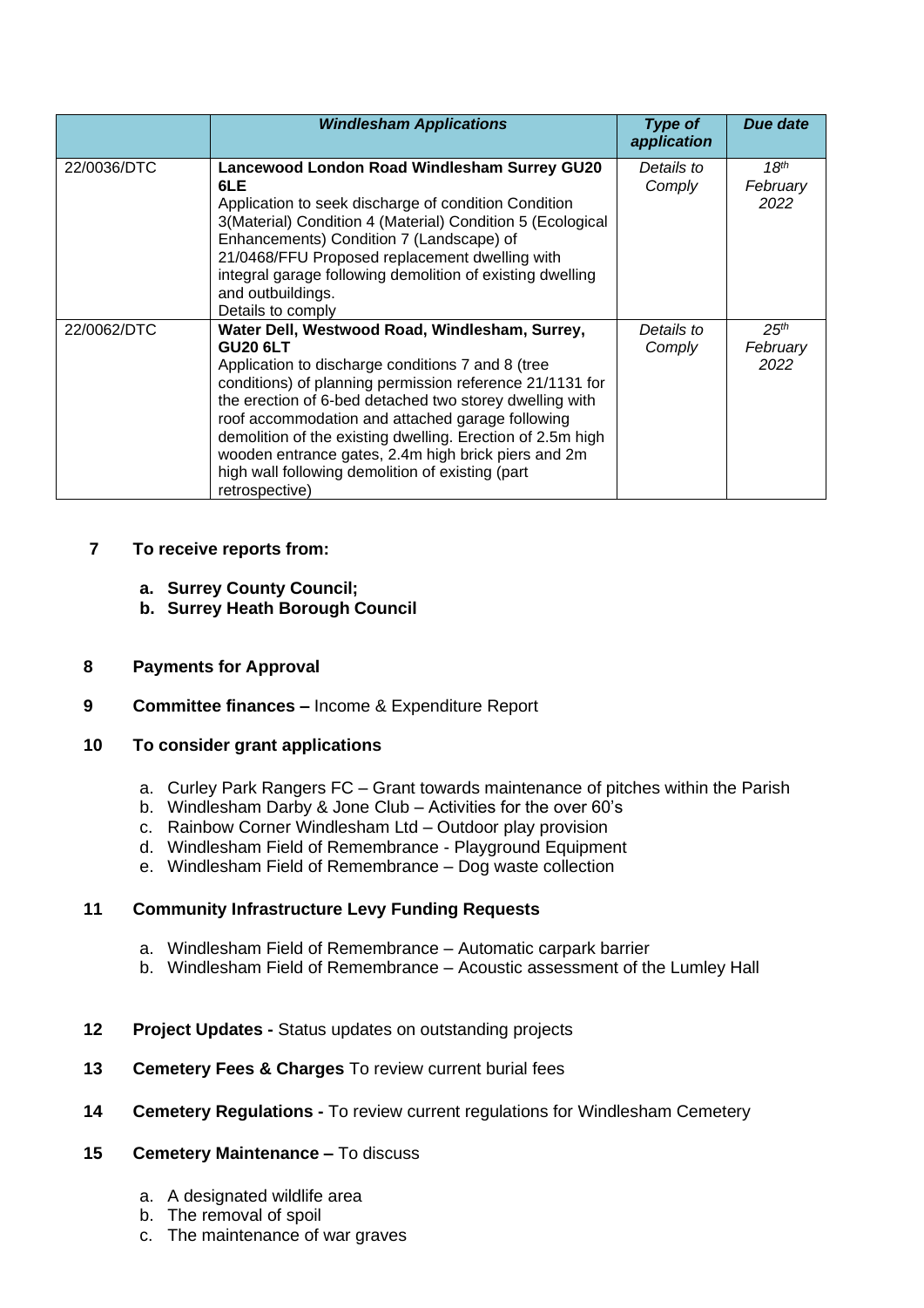| | *Windlesham Applications* | *Type of application* | *Due date* |
|---|---|---|---|
| 22/0036/DTC | **Lancewood London Road Windlesham Surrey GU20 6LE** Application to seek discharge of condition Condition 3(Material) Condition 4 (Material) Condition 5 (Ecological Enhancements) Condition 7 (Landscape) of 21/0468/FFU Proposed replacement dwelling with integral garage following demolition of existing dwelling and outbuildings. Details to comply | *Details to Comply* | *18th February 2022* |
| 22/0062/DTC | **Water Dell, Westwood Road, Windlesham, Surrey, GU20 6LT** Application to discharge conditions 7 and 8 (tree conditions) of planning permission reference 21/1131 for the erection of 6-bed detached two storey dwelling with roof accommodation and attached garage following demolition of the existing dwelling. Erection of 2.5m high wooden entrance gates, 2.4m high brick piers and 2m high wall following demolition of existing (part retrospective) | *Details to Comply* | *25th February 2022* |

**7 To receive reports from:**

- **a. Surrey County Council;**
- **b. Surrey Heath Borough Council**

**8 Payments for Approval**

**9 Committee finances –** Income & Expenditure Report

**10 To consider grant applications**

- a. Curley Park Rangers FC – Grant towards maintenance of pitches within the Parish
- b. Windlesham Darby & Jone Club – Activities for the over 60's
- c. Rainbow Corner Windlesham Ltd – Outdoor play provision
- d. Windlesham Field of Remembrance - Playground Equipment
- e. Windlesham Field of Remembrance – Dog waste collection

**11 Community Infrastructure Levy Funding Requests**

- a. Windlesham Field of Remembrance – Automatic carpark barrier
- b. Windlesham Field of Remembrance – Acoustic assessment of the Lumley Hall

**12 Project Updates -** Status updates on outstanding projects

**13 Cemetery Fees & Charges** To review current burial fees

**14 Cemetery Regulations -** To review current regulations for Windlesham Cemetery

**15 Cemetery Maintenance –** To discuss

- a. A designated wildlife area
- b. The removal of spoil
- c. The maintenance of war graves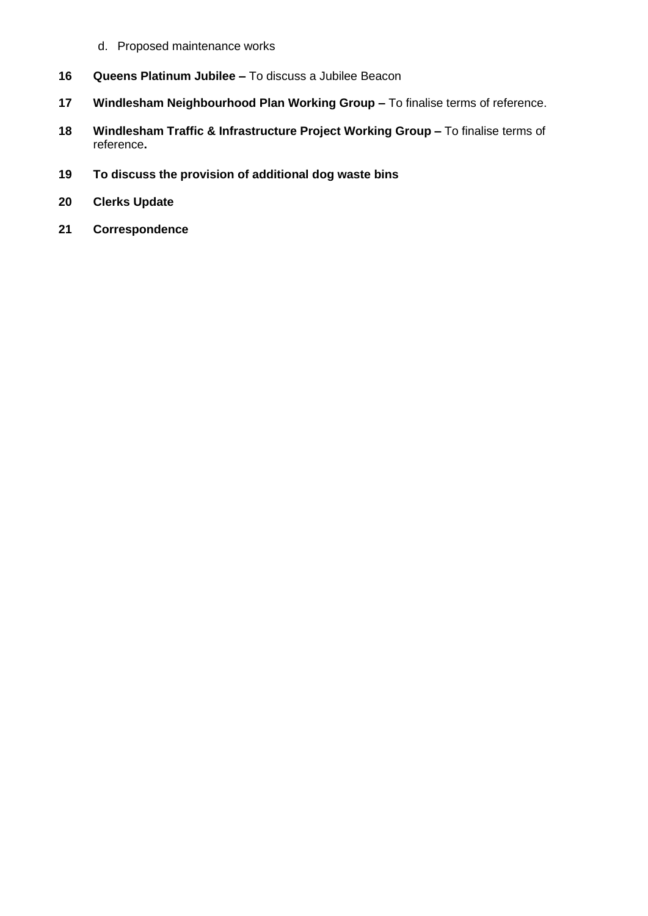d. Proposed maintenance works

**16 Queens Platinum Jubilee –** To discuss a Jubilee Beacon

**17 Windlesham Neighbourhood Plan Working Group –** To finalise terms of reference.

**18 Windlesham Traffic & Infrastructure Project Working Group –** To finalise terms of reference**.**

**19 To discuss the provision of additional dog waste bins**

**20 Clerks Update**

**21 Correspondence**